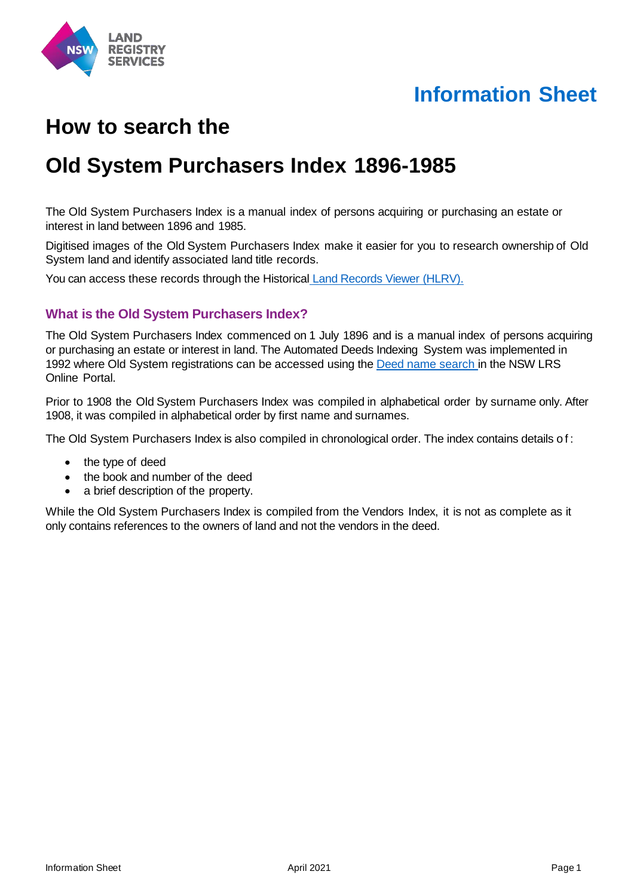LAND REGISTRY SERVICES

**Information Sheet**

# How to search the

# Old System Purchasers Index 1896-1985

The Old System Purchasers Index is a manual index of persons acquiring or purchasing an estate or interest in land between 1896 and 1985.

Digitised images of the Old System Purchasers Index make it easier for you to research ownership of Old System land and identify associated land title records.

You can access these records through the Historical [Land Records Viewer (HLRV).]

## What is the Old System Purchasers Index?

The Old System Purchasers Index commenced on 1 July 1896 and is a manual index of persons acquiring or purchasing an estate or interest in land. The Automated Deeds Indexing System was implemented in 1992 where Old System registrations can be accessed using the [Deed name search] in the NSW LRS Online Portal.

Prior to 1908 the Old System Purchasers Index was compiled in alphabetical order by surname only. After 1908, it was compiled in alphabetical order by first name and surnames.

The Old System Purchasers Index is also compiled in chronological order. The index contains details of:

- the type of deed
- the book and number of the deed
- a brief description of the property.

While the Old System Purchasers Index is compiled from the Vendors Index, it is not as complete as it only contains references to the owners of land and not the vendors in the deed.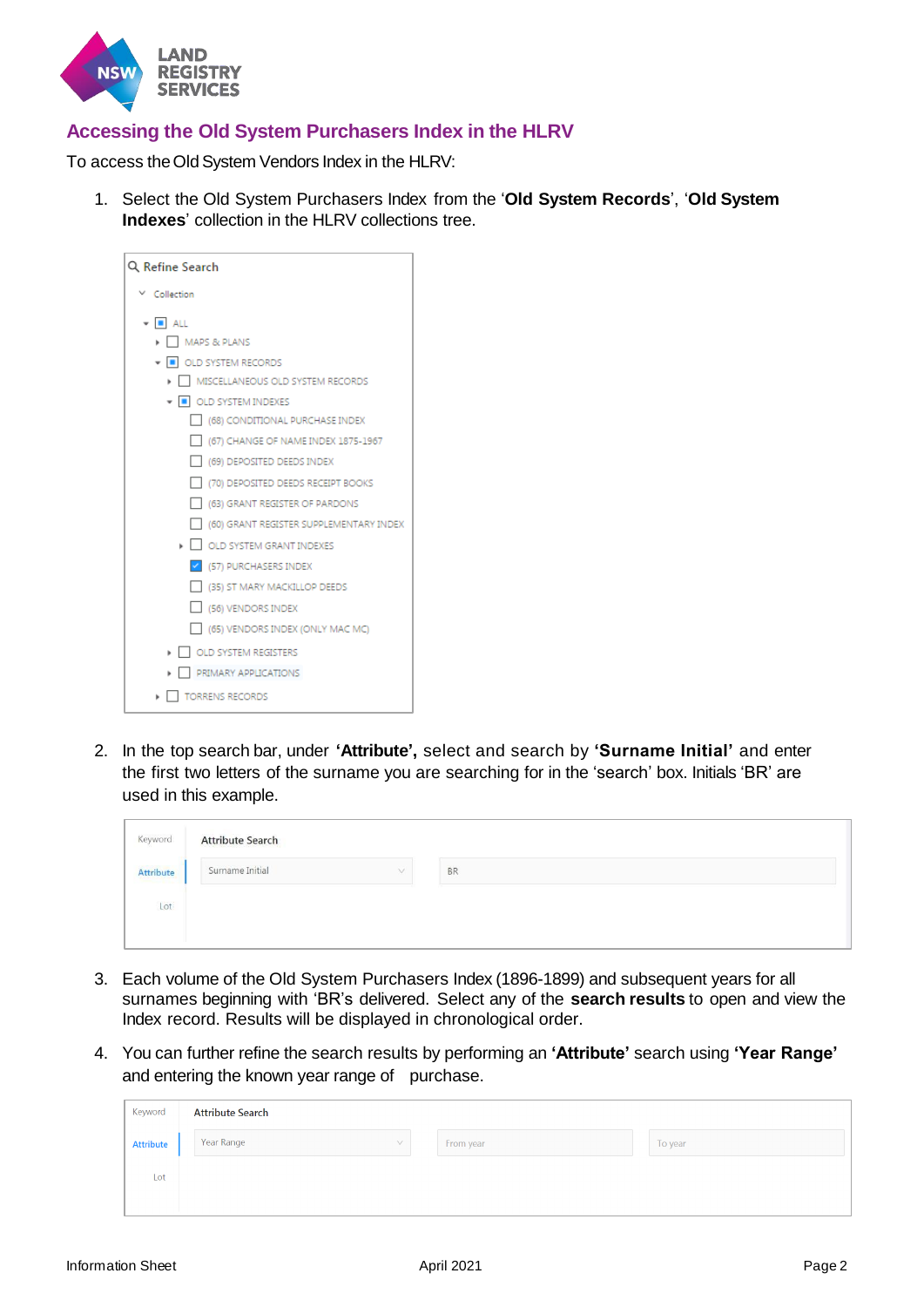## Accessing the Old System Purchasers Index in the HLRV

To access the Old System Vendors Index in the HLRV:

1. Select the Old System Purchasers Index from the '**Old System Records**', '**Old System Indexes**' collection in the HLRV collections tree.

2. In the top search bar, under **'Attribute',** select and search by **'Surname Initial'** and enter the first two letters of the surname you are searching for in the 'search' box. Initials 'BR' are used in this example.

3. Each volume of the Old System Purchasers Index (1896-1899) and subsequent years for all surnames beginning with 'BR's delivered. Select any of the **search results** to open and view the Index record. Results will be displayed in chronological order.

4. You can further refine the search results by performing an **'Attribute'** search using **'Year Range'** and entering the known year range of purchase.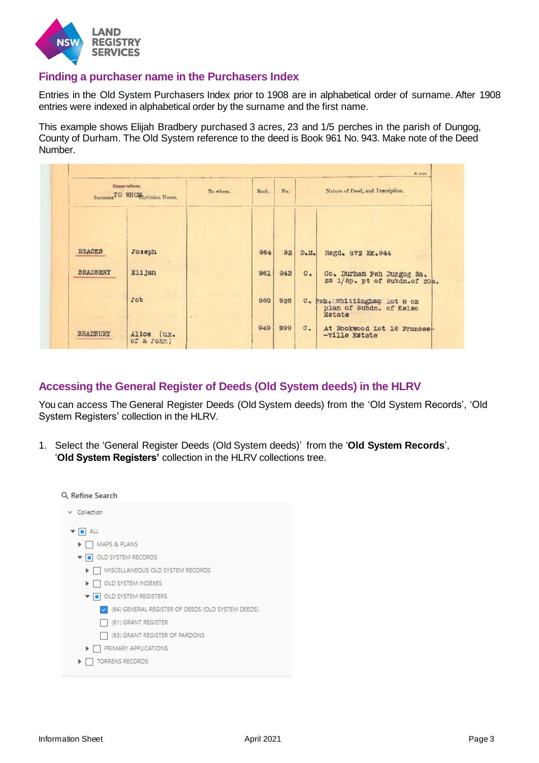## Finding a purchaser name in the Purchasers Index

Entries in the Old System Purchasers Index prior to 1908 are in alphabetical order of surname. After 1908 entries were indexed in alphabetical order by the surname and the first name.

This example shows Elijah Bradbery purchased 3 acres, 23 and 1/5 perches in the parish of Dungog, County of Durham. The Old System reference to the deed is Book 961 No. 943. Make note of the Deed Number.

| TO WHOM Surname | Christian Name | To whom. | Book. | No. | | Nature of Deed, and Description. |
|---|---|---|---|---|---|---|
| BRACKS | Joseph | | 964 | 32 | D.M. | Regd. 872 Bk.944 |
| BRADBERY | Elijah | | 961 | 943 | C. | Co. Durham Psh Dungog 3a. 23 1/5p. pt of subdn.of 20a. |
| | Job | | 960 | 926 | C. | Psh. Whittingham Lot 8 on plan of Subdn. of Kelso Estate |
| BRADBURY | Alice (ux. of & John) | | 949 | 399 | C. | At Rookwood Lot 16 Frances-ville Estate |

## Accessing the General Register of Deeds (Old System deeds) in the HLRV

You can access The General Register Deeds (Old System deeds) from the 'Old System Records', 'Old System Registers' collection in the HLRV.

1. Select the 'General Register Deeds (Old System deeds)' from the '**Old System Records**', '**Old System Registers'** collection in the HLRV collections tree.

Refine Search

- Collection
  - ALL
    - MAPS & PLANS
    - OLD SYSTEM RECORDS
      - MISCELLANEOUS OLD SYSTEM RECORDS
      - OLD SYSTEM INDEXES
      - OLD SYSTEM REGISTERS
        - (64) GENERAL REGISTER OF DEEDS (OLD SYSTEM DEEDS)
        - (61) GRANT REGISTER
        - (63) GRANT REGISTER OF PARDONS
      - PRIMARY APPLICATIONS
    - TORRENS RECORDS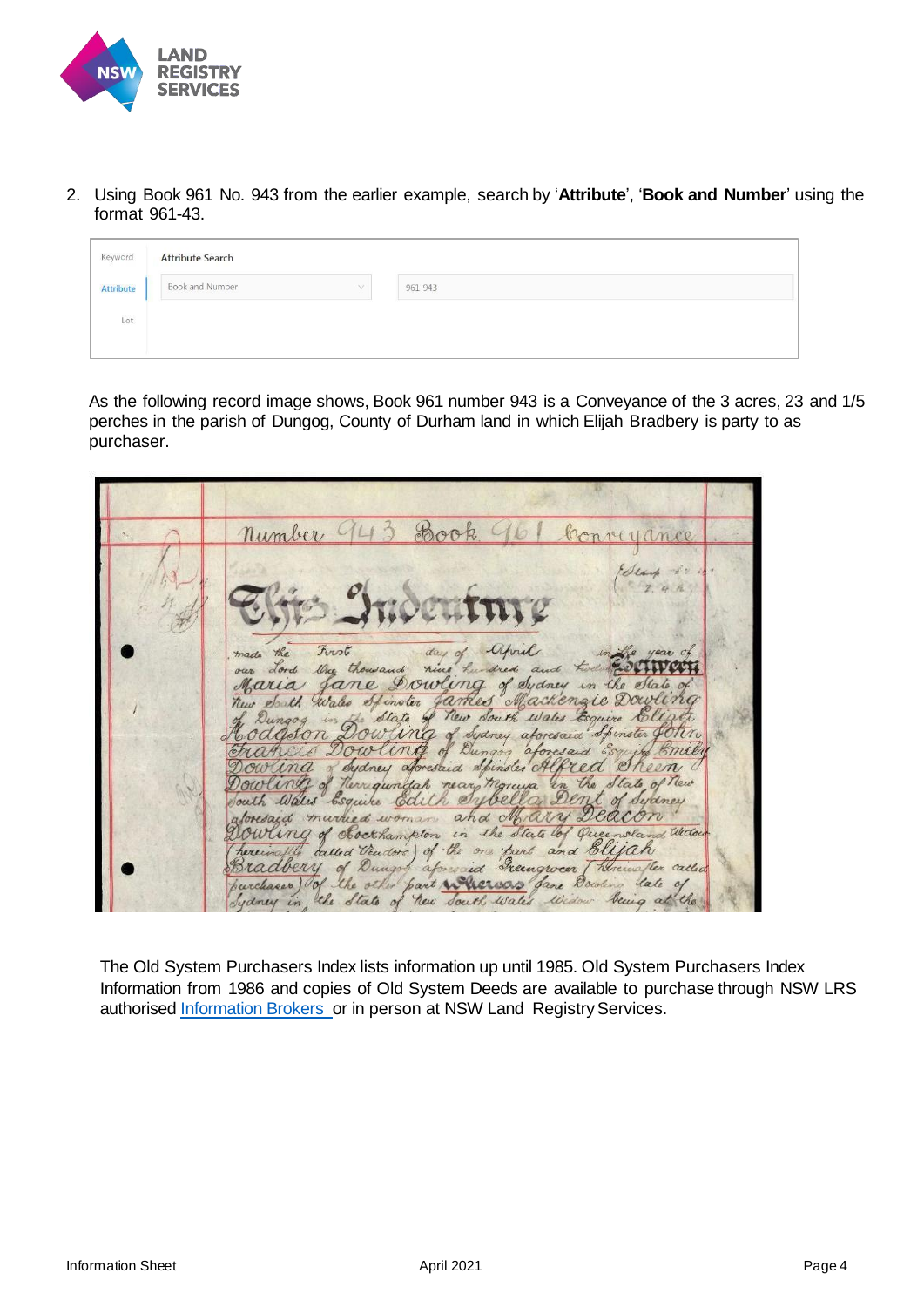2. Using Book 961 No. 943 from the earlier example, search by '**Attribute**', '**Book and Number**' using the format 961-43.

| Keyword | Attribute Search | |
|---|---|---|
| Attribute | Book and Number | 961-943 |
| Lot | | |

As the following record image shows, Book 961 number 943 is a Conveyance of the 3 acres, 23 and 1/5 perches in the parish of Dungog, County of Durham land in which Elijah Bradbery is party to as purchaser.

The Old System Purchasers Index lists information up until 1985. Old System Purchasers Index Information from 1986 and copies of Old System Deeds are available to purchase through NSW LRS authorised Information Brokers or in person at NSW Land Registry Services.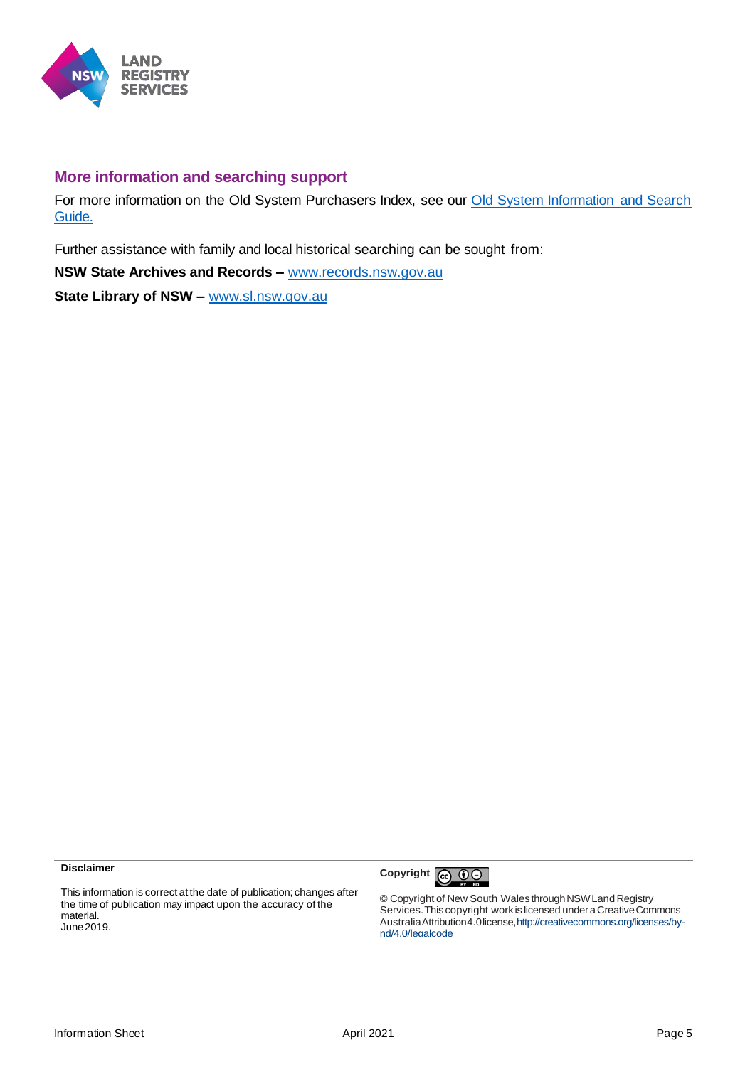## More information and searching support

For more information on the Old System Purchasers Index, see our [Old System Information and Search Guide.](#)

Further assistance with family and local historical searching can be sought from:

**NSW State Archives and Records –** [www.records.nsw.gov.au](http://www.records.nsw.gov.au)

**State Library of NSW –** [www.sl.nsw.gov.au](http://www.sl.nsw.gov.au)

**Disclaimer**

This information is correct at the date of publication; changes after the time of publication may impact upon the accuracy of the material.
June 2019.

**Copyright**

© Copyright of New South Wales through NSW Land Registry Services. This copyright work is licensed under a Creative Commons Australia Attribution 4.0 license, http://creativecommons.org/licenses/by-nd/4.0/legalcode